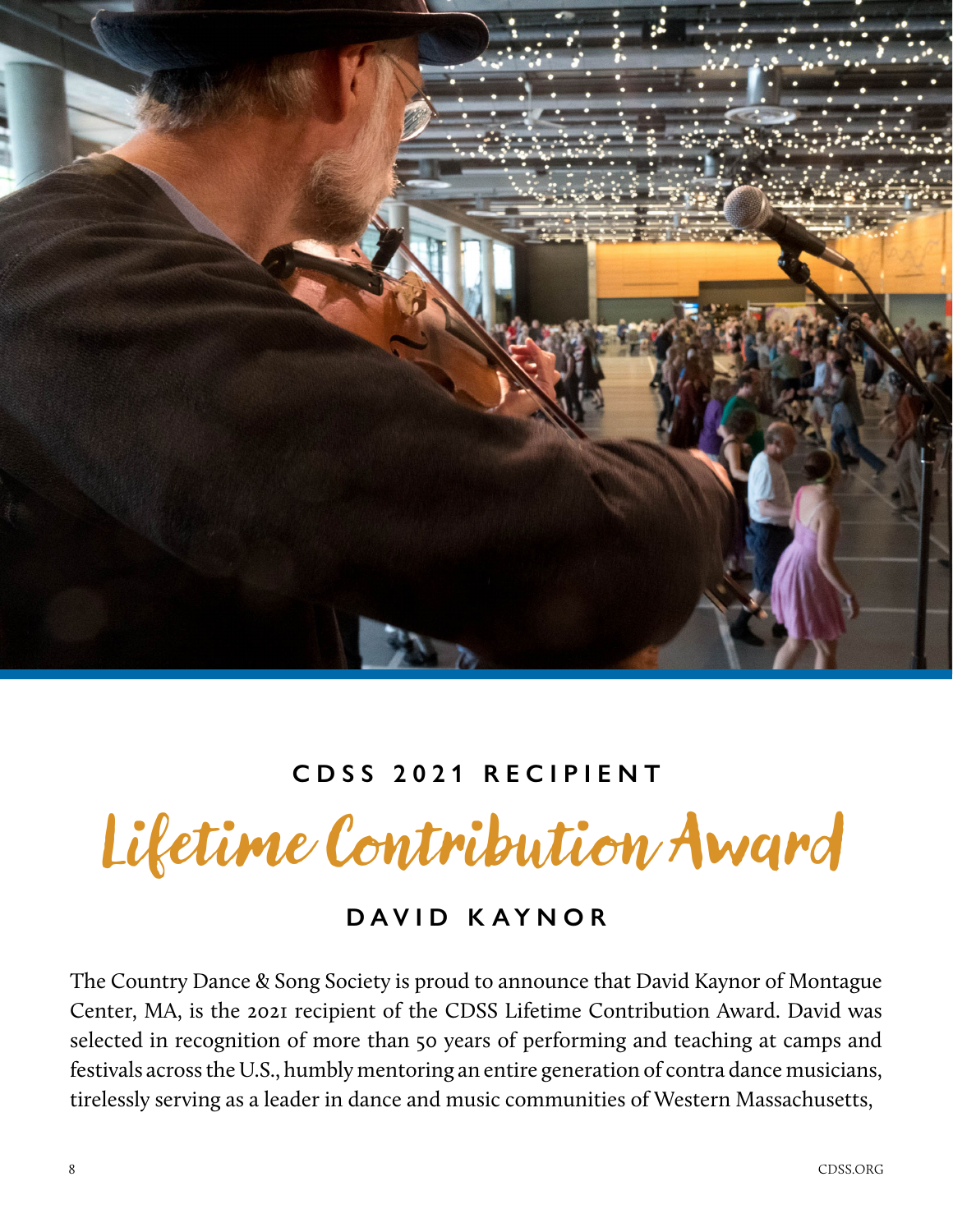CDSS 2021 RECIPIENT

# Lifetime Contribution Award

## DAVID KAYNOR

The Country Dance & Song Society is proud to announce that David Kaynor of Montague Center, MA, is the 2021 recipient of the CDSS Lifetime Contribution Award. David was selected in recognition of more than 50 years of performing and teaching at camps and festivals across the U.S., humbly mentoring an entire generation of contra dance musicians, tirelessly serving as a leader in dance and music communities of Western Massachusetts,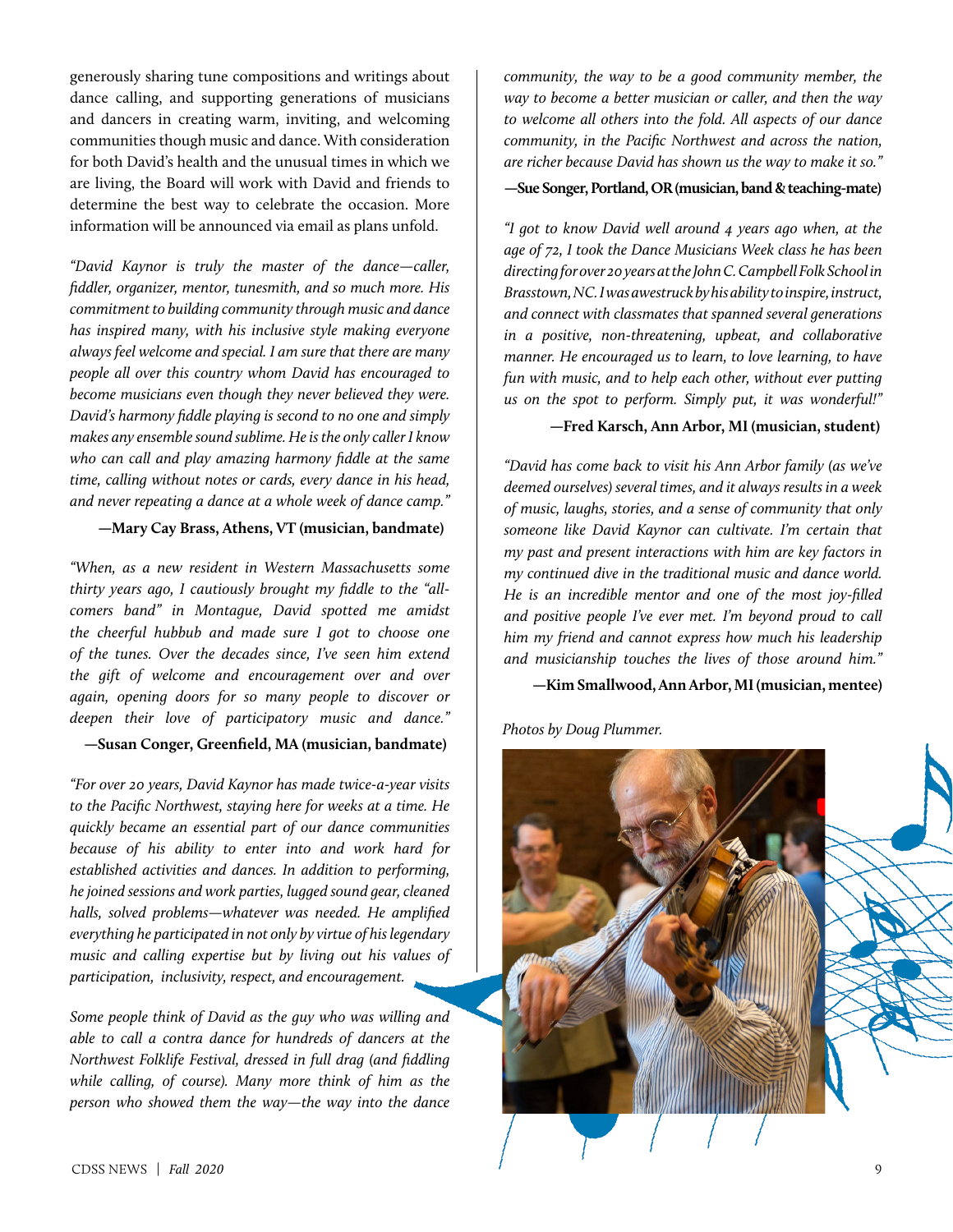generously sharing tune compositions and writings about dance calling, and supporting generations of musicians and dancers in creating warm, inviting, and welcoming communities though music and dance. With consideration for both David's health and the unusual times in which we are living, the Board will work with David and friends to determine the best way to celebrate the occasion. More information will be announced via email as plans unfold.

*"David Kaynor is truly the master of the dance—caller, fiddler, organizer, mentor, tunesmith, and so much more. His commitment to building community through music and dance has inspired many, with his inclusive style making everyone always feel welcome and special. I am sure that there are many people all over this country whom David has encouraged to become musicians even though they never believed they were. David's harmony fiddle playing is second to no one and simply makes any ensemble sound sublime. He is the only caller I know who can call and play amazing harmony fiddle at the same time, calling without notes or cards, every dance in his head, and never repeating a dance at a whole week of dance camp."*

**—Mary Cay Brass, Athens, VT (musician, bandmate)**

*"When, as a new resident in Western Massachusetts some thirty years ago, I cautiously brought my fiddle to the "all-comers band" in Montague, David spotted me amidst the cheerful hubbub and made sure I got to choose one of the tunes. Over the decades since, I've seen him extend the gift of welcome and encouragement over and over again, opening doors for so many people to discover or deepen their love of participatory music and dance."*

**—Susan Conger, Greenfield, MA (musician, bandmate)**

*"For over 20 years, David Kaynor has made twice-a-year visits to the Pacific Northwest, staying here for weeks at a time. He quickly became an essential part of our dance communities because of his ability to enter into and work hard for established activities and dances. In addition to performing, he joined sessions and work parties, lugged sound gear, cleaned halls, solved problems—whatever was needed. He amplified everything he participated in not only by virtue of his legendary music and calling expertise but by living out his values of participation, inclusivity, respect, and encouragement.*

*Some people think of David as the guy who was willing and able to call a contra dance for hundreds of dancers at the Northwest Folklife Festival, dressed in full drag (and fiddling while calling, of course). Many more think of him as the person who showed them the way—the way into the dance community, the way to be a good community member, the way to become a better musician or caller, and then the way to welcome all others into the fold. All aspects of our dance community, in the Pacific Northwest and across the nation, are richer because David has shown us the way to make it so."*

**—Sue Songer, Portland, OR (musician, band & teaching-mate)**

*"I got to know David well around 4 years ago when, at the age of 72, I took the Dance Musicians Week class he has been directing for over 20 years at the John C. Campbell Folk School in Brasstown, NC. I was awestruck by his ability to inspire, instruct, and connect with classmates that spanned several generations in a positive, non-threatening, upbeat, and collaborative manner. He encouraged us to learn, to love learning, to have fun with music, and to help each other, without ever putting us on the spot to perform. Simply put, it was wonderful!"*

**—Fred Karsch, Ann Arbor, MI (musician, student)**

*"David has come back to visit his Ann Arbor family (as we've deemed ourselves) several times, and it always results in a week of music, laughs, stories, and a sense of community that only someone like David Kaynor can cultivate. I'm certain that my past and present interactions with him are key factors in my continued dive in the traditional music and dance world. He is an incredible mentor and one of the most joy-filled and positive people I've ever met. I'm beyond proud to call him my friend and cannot express how much his leadership and musicianship touches the lives of those around him."*

**—Kim Smallwood, Ann Arbor, MI (musician, mentee)**

*Photos by Doug Plummer.*